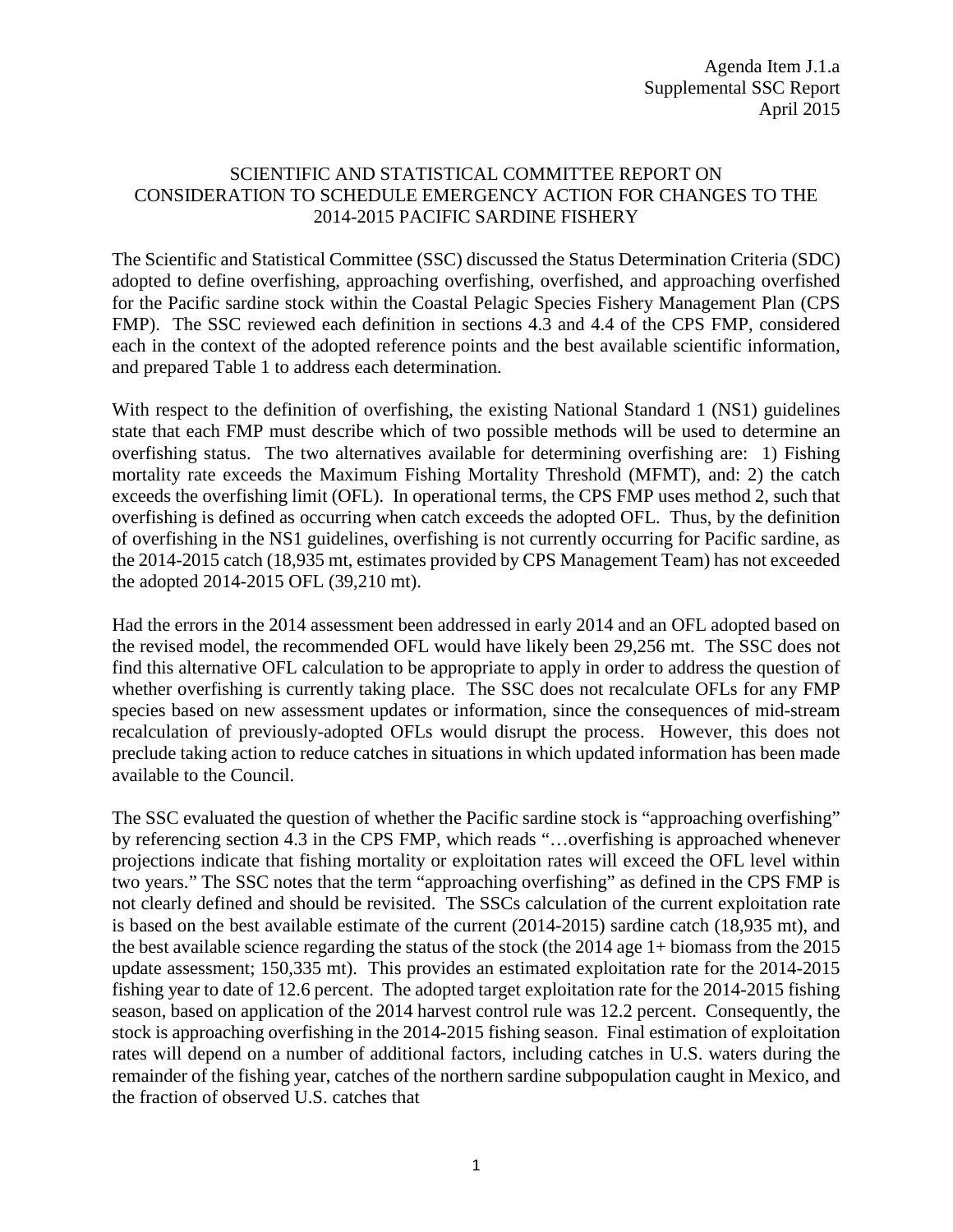Agenda Item J.1.a
Supplemental SSC Report
April 2015

# SCIENTIFIC AND STATISTICAL COMMITTEE REPORT ON CONSIDERATION TO SCHEDULE EMERGENCY ACTION FOR CHANGES TO THE 2014-2015 PACIFIC SARDINE FISHERY

The Scientific and Statistical Committee (SSC) discussed the Status Determination Criteria (SDC) adopted to define overfishing, approaching overfishing, overfished, and approaching overfished for the Pacific sardine stock within the Coastal Pelagic Species Fishery Management Plan (CPS FMP). The SSC reviewed each definition in sections 4.3 and 4.4 of the CPS FMP, considered each in the context of the adopted reference points and the best available scientific information, and prepared Table 1 to address each determination.

With respect to the definition of overfishing, the existing National Standard 1 (NS1) guidelines state that each FMP must describe which of two possible methods will be used to determine an overfishing status. The two alternatives available for determining overfishing are: 1) Fishing mortality rate exceeds the Maximum Fishing Mortality Threshold (MFMT), and: 2) the catch exceeds the overfishing limit (OFL). In operational terms, the CPS FMP uses method 2, such that overfishing is defined as occurring when catch exceeds the adopted OFL. Thus, by the definition of overfishing in the NS1 guidelines, overfishing is not currently occurring for Pacific sardine, as the 2014-2015 catch (18,935 mt, estimates provided by CPS Management Team) has not exceeded the adopted 2014-2015 OFL (39,210 mt).

Had the errors in the 2014 assessment been addressed in early 2014 and an OFL adopted based on the revised model, the recommended OFL would have likely been 29,256 mt. The SSC does not find this alternative OFL calculation to be appropriate to apply in order to address the question of whether overfishing is currently taking place. The SSC does not recalculate OFLs for any FMP species based on new assessment updates or information, since the consequences of mid-stream recalculation of previously-adopted OFLs would disrupt the process. However, this does not preclude taking action to reduce catches in situations in which updated information has been made available to the Council.

The SSC evaluated the question of whether the Pacific sardine stock is "approaching overfishing" by referencing section 4.3 in the CPS FMP, which reads "…overfishing is approached whenever projections indicate that fishing mortality or exploitation rates will exceed the OFL level within two years." The SSC notes that the term "approaching overfishing" as defined in the CPS FMP is not clearly defined and should be revisited. The SSCs calculation of the current exploitation rate is based on the best available estimate of the current (2014-2015) sardine catch (18,935 mt), and the best available science regarding the status of the stock (the 2014 age 1+ biomass from the 2015 update assessment; 150,335 mt). This provides an estimated exploitation rate for the 2014-2015 fishing year to date of 12.6 percent. The adopted target exploitation rate for the 2014-2015 fishing season, based on application of the 2014 harvest control rule was 12.2 percent. Consequently, the stock is approaching overfishing in the 2014-2015 fishing season. Final estimation of exploitation rates will depend on a number of additional factors, including catches in U.S. waters during the remainder of the fishing year, catches of the northern sardine subpopulation caught in Mexico, and the fraction of observed U.S. catches that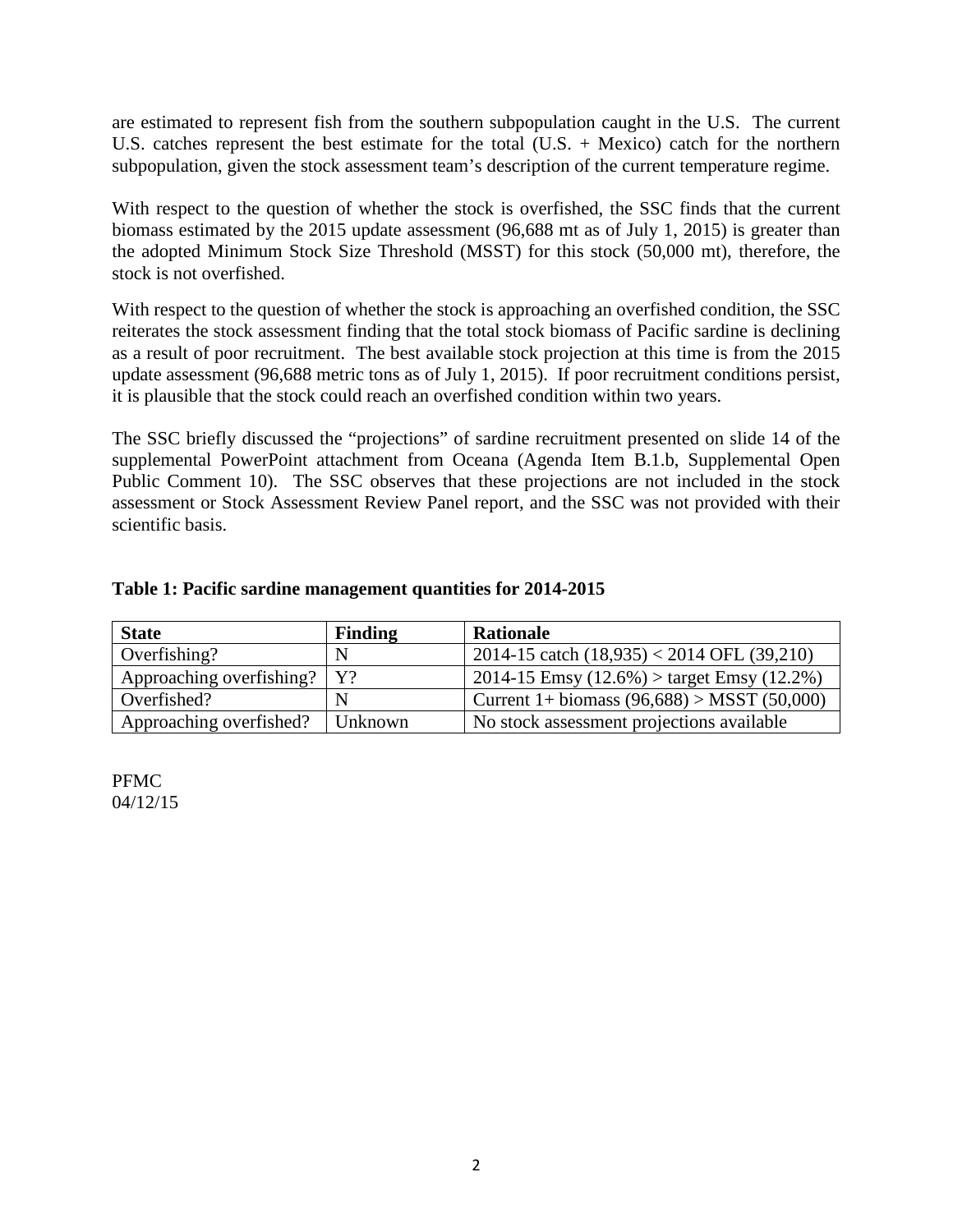are estimated to represent fish from the southern subpopulation caught in the U.S. The current U.S. catches represent the best estimate for the total (U.S. + Mexico) catch for the northern subpopulation, given the stock assessment team's description of the current temperature regime.

With respect to the question of whether the stock is overfished, the SSC finds that the current biomass estimated by the 2015 update assessment (96,688 mt as of July 1, 2015) is greater than the adopted Minimum Stock Size Threshold (MSST) for this stock (50,000 mt), therefore, the stock is not overfished.

With respect to the question of whether the stock is approaching an overfished condition, the SSC reiterates the stock assessment finding that the total stock biomass of Pacific sardine is declining as a result of poor recruitment. The best available stock projection at this time is from the 2015 update assessment (96,688 metric tons as of July 1, 2015). If poor recruitment conditions persist, it is plausible that the stock could reach an overfished condition within two years.

The SSC briefly discussed the "projections" of sardine recruitment presented on slide 14 of the supplemental PowerPoint attachment from Oceana (Agenda Item B.1.b, Supplemental Open Public Comment 10). The SSC observes that these projections are not included in the stock assessment or Stock Assessment Review Panel report, and the SSC was not provided with their scientific basis.

**Table 1: Pacific sardine management quantities for 2014-2015**

| State | Finding | Rationale |
|---|---|---|
| Overfishing? | N | 2014-15 catch (18,935) < 2014 OFL (39,210) |
| Approaching overfishing? | Y? | 2014-15 Emsy (12.6%) > target Emsy (12.2%) |
| Overfished? | N | Current 1+ biomass (96,688) > MSST (50,000) |
| Approaching overfished? | Unknown | No stock assessment projections available |

PFMC
04/12/15